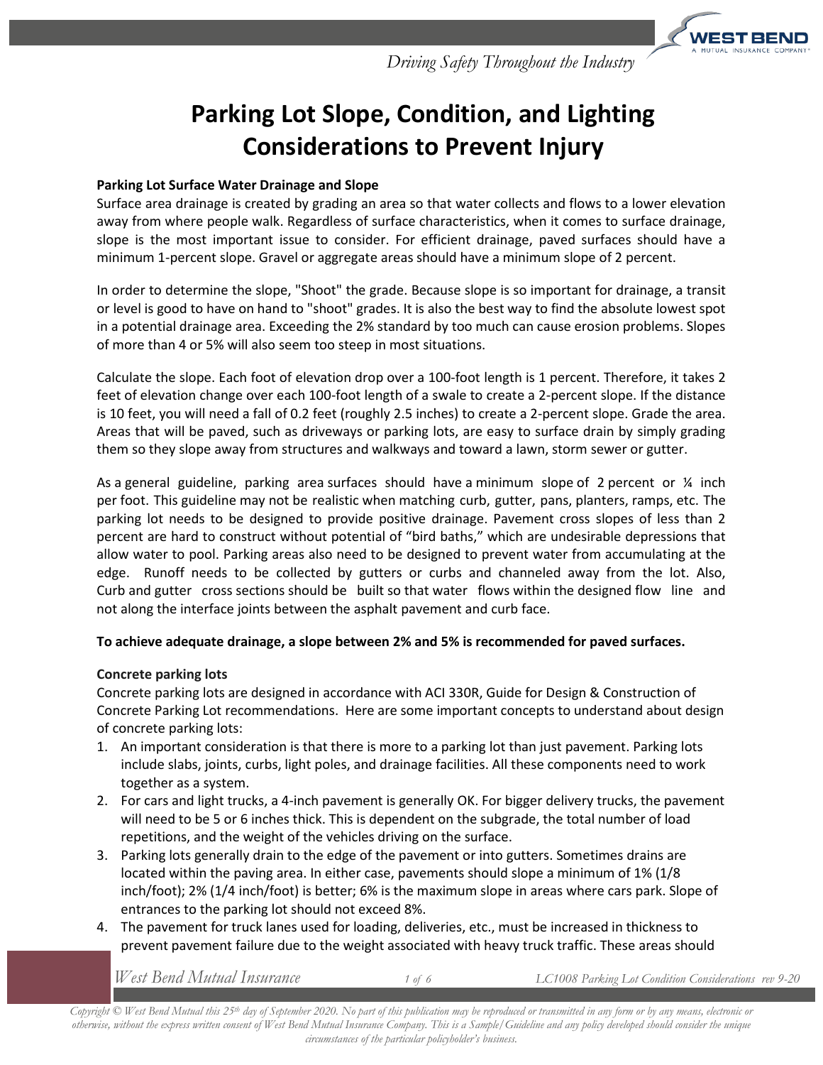# Parking Lot Slope, Condition, and Lighting Considerations to Prevent Injury

**Parking Lot Surface Water Drainage and Slope**

Surface area drainage is created by grading an area so that water collects and flows to a lower elevation away from where people walk. Regardless of surface characteristics, when it comes to surface drainage, slope is the most important issue to consider. For efficient drainage, paved surfaces should have a minimum 1-percent slope. Gravel or aggregate areas should have a minimum slope of 2 percent.

In order to determine the slope, "Shoot" the grade. Because slope is so important for drainage, a transit or level is good to have on hand to "shoot" grades. It is also the best way to find the absolute lowest spot in a potential drainage area. Exceeding the 2% standard by too much can cause erosion problems. Slopes of more than 4 or 5% will also seem too steep in most situations.

Calculate the slope. Each foot of elevation drop over a 100-foot length is 1 percent. Therefore, it takes 2 feet of elevation change over each 100-foot length of a swale to create a 2-percent slope. If the distance is 10 feet, you will need a fall of 0.2 feet (roughly 2.5 inches) to create a 2-percent slope. Grade the area. Areas that will be paved, such as driveways or parking lots, are easy to surface drain by simply grading them so they slope away from structures and walkways and toward a lawn, storm sewer or gutter.

As a general guideline, parking area surfaces should have a minimum slope of 2 percent or ¼ inch per foot. This guideline may not be realistic when matching curb, gutter, pans, planters, ramps, etc. The parking lot needs to be designed to provide positive drainage. Pavement cross slopes of less than 2 percent are hard to construct without potential of "bird baths," which are undesirable depressions that allow water to pool. Parking areas also need to be designed to prevent water from accumulating at the edge. Runoff needs to be collected by gutters or curbs and channeled away from the lot. Also, Curb and gutter cross sections should be built so that water flows within the designed flow line and not along the interface joints between the asphalt pavement and curb face.

**To achieve adequate drainage, a slope between 2% and 5% is recommended for paved surfaces.**

**Concrete parking lots**

Concrete parking lots are designed in accordance with ACI 330R, Guide for Design & Construction of Concrete Parking Lot recommendations. Here are some important concepts to understand about design of concrete parking lots:

1. An important consideration is that there is more to a parking lot than just pavement. Parking lots include slabs, joints, curbs, light poles, and drainage facilities. All these components need to work together as a system.
2. For cars and light trucks, a 4-inch pavement is generally OK. For bigger delivery trucks, the pavement will need to be 5 or 6 inches thick. This is dependent on the subgrade, the total number of load repetitions, and the weight of the vehicles driving on the surface.
3. Parking lots generally drain to the edge of the pavement or into gutters. Sometimes drains are located within the paving area. In either case, pavements should slope a minimum of 1% (1/8 inch/foot); 2% (1/4 inch/foot) is better; 6% is the maximum slope in areas where cars park. Slope of entrances to the parking lot should not exceed 8%.
4. The pavement for truck lanes used for loading, deliveries, etc., must be increased in thickness to prevent pavement failure due to the weight associated with heavy truck traffic. These areas should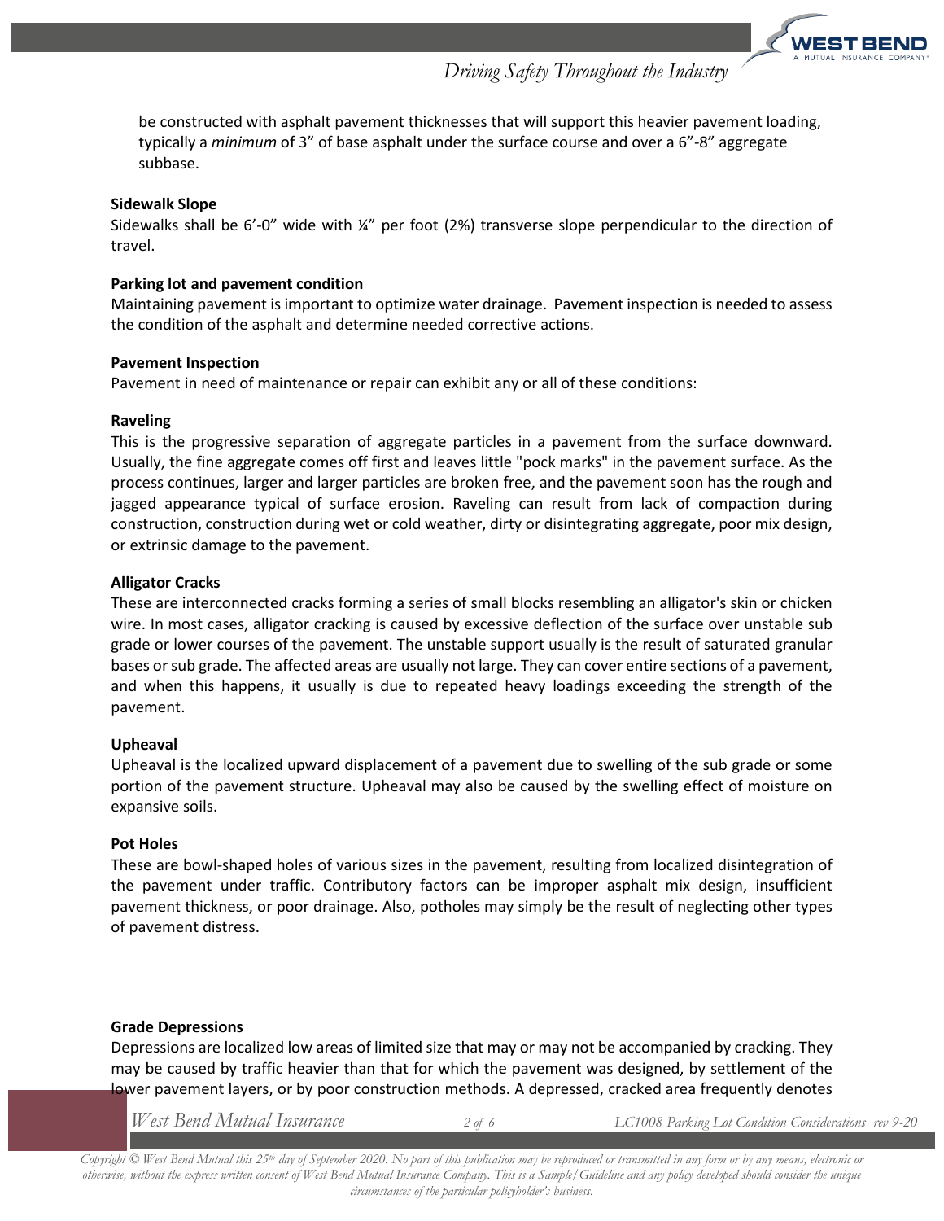be constructed with asphalt pavement thicknesses that will support this heavier pavement loading, typically a *minimum* of 3" of base asphalt under the surface course and over a 6"-8" aggregate subbase.

**Sidewalk Slope**

Sidewalks shall be 6'-0" wide with ¼" per foot (2%) transverse slope perpendicular to the direction of travel.

**Parking lot and pavement condition**

Maintaining pavement is important to optimize water drainage. Pavement inspection is needed to assess the condition of the asphalt and determine needed corrective actions.

**Pavement Inspection**

Pavement in need of maintenance or repair can exhibit any or all of these conditions:

**Raveling**

This is the progressive separation of aggregate particles in a pavement from the surface downward. Usually, the fine aggregate comes off first and leaves little "pock marks" in the pavement surface. As the process continues, larger and larger particles are broken free, and the pavement soon has the rough and jagged appearance typical of surface erosion. Raveling can result from lack of compaction during construction, construction during wet or cold weather, dirty or disintegrating aggregate, poor mix design, or extrinsic damage to the pavement.

**Alligator Cracks**

These are interconnected cracks forming a series of small blocks resembling an alligator's skin or chicken wire. In most cases, alligator cracking is caused by excessive deflection of the surface over unstable sub grade or lower courses of the pavement. The unstable support usually is the result of saturated granular bases or sub grade. The affected areas are usually not large. They can cover entire sections of a pavement, and when this happens, it usually is due to repeated heavy loadings exceeding the strength of the pavement.

**Upheaval**

Upheaval is the localized upward displacement of a pavement due to swelling of the sub grade or some portion of the pavement structure. Upheaval may also be caused by the swelling effect of moisture on expansive soils.

**Pot Holes**

These are bowl-shaped holes of various sizes in the pavement, resulting from localized disintegration of the pavement under traffic. Contributory factors can be improper asphalt mix design, insufficient pavement thickness, or poor drainage. Also, potholes may simply be the result of neglecting other types of pavement distress.

**Grade Depressions**

Depressions are localized low areas of limited size that may or may not be accompanied by cracking. They may be caused by traffic heavier than that for which the pavement was designed, by settlement of the lower pavement layers, or by poor construction methods. A depressed, cracked area frequently denotes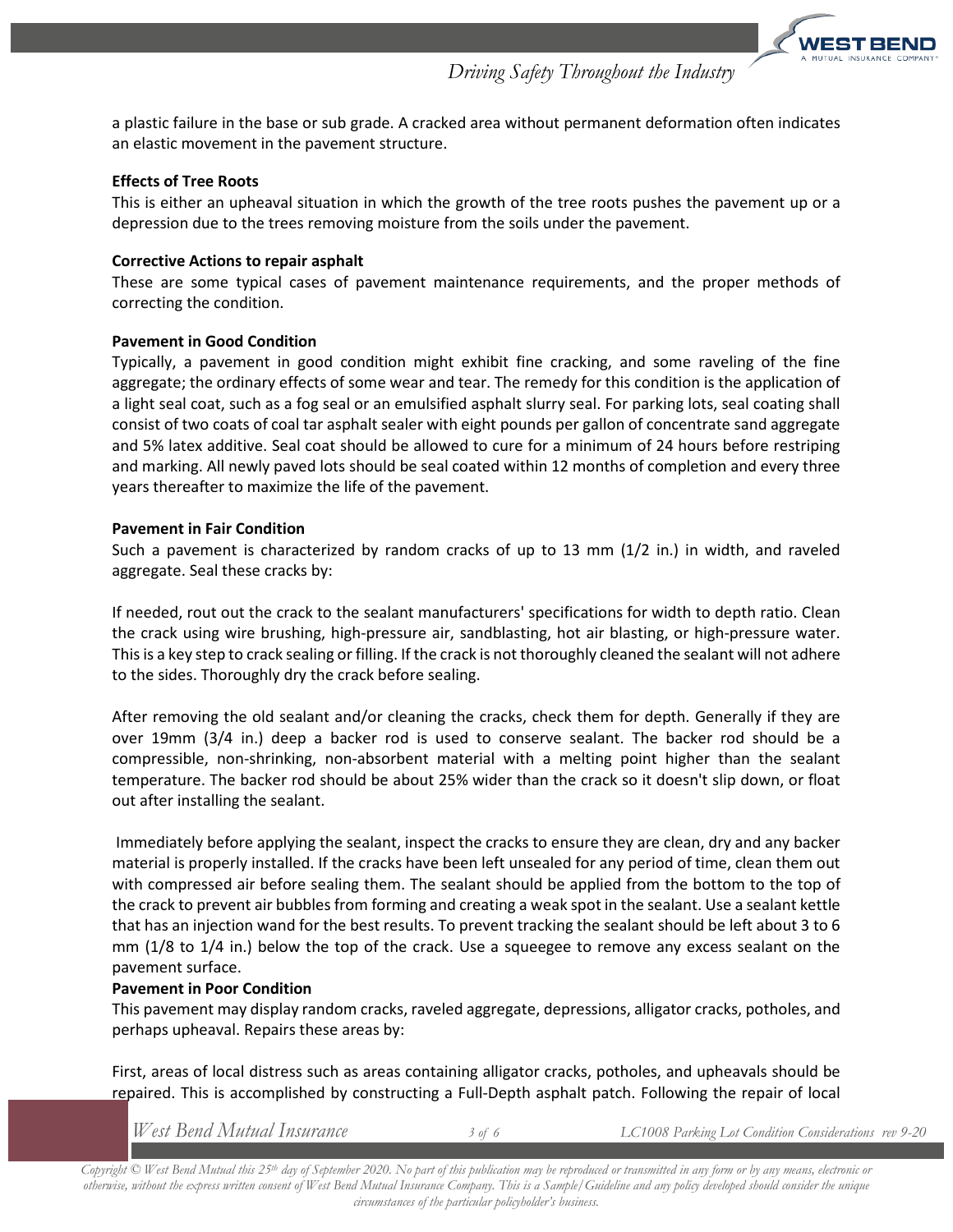a plastic failure in the base or sub grade. A cracked area without permanent deformation often indicates an elastic movement in the pavement structure.

**Effects of Tree Roots**

This is either an upheaval situation in which the growth of the tree roots pushes the pavement up or a depression due to the trees removing moisture from the soils under the pavement.

**Corrective Actions to repair asphalt**

These are some typical cases of pavement maintenance requirements, and the proper methods of correcting the condition.

**Pavement in Good Condition**

Typically, a pavement in good condition might exhibit fine cracking, and some raveling of the fine aggregate; the ordinary effects of some wear and tear. The remedy for this condition is the application of a light seal coat, such as a fog seal or an emulsified asphalt slurry seal. For parking lots, seal coating shall consist of two coats of coal tar asphalt sealer with eight pounds per gallon of concentrate sand aggregate and 5% latex additive. Seal coat should be allowed to cure for a minimum of 24 hours before restriping and marking. All newly paved lots should be seal coated within 12 months of completion and every three years thereafter to maximize the life of the pavement.

**Pavement in Fair Condition**

Such a pavement is characterized by random cracks of up to 13 mm (1/2 in.) in width, and raveled aggregate. Seal these cracks by:

If needed, rout out the crack to the sealant manufacturers' specifications for width to depth ratio. Clean the crack using wire brushing, high-pressure air, sandblasting, hot air blasting, or high-pressure water. This is a key step to crack sealing or filling. If the crack is not thoroughly cleaned the sealant will not adhere to the sides. Thoroughly dry the crack before sealing.

After removing the old sealant and/or cleaning the cracks, check them for depth. Generally if they are over 19mm (3/4 in.) deep a backer rod is used to conserve sealant. The backer rod should be a compressible, non-shrinking, non-absorbent material with a melting point higher than the sealant temperature. The backer rod should be about 25% wider than the crack so it doesn't slip down, or float out after installing the sealant.

Immediately before applying the sealant, inspect the cracks to ensure they are clean, dry and any backer material is properly installed. If the cracks have been left unsealed for any period of time, clean them out with compressed air before sealing them. The sealant should be applied from the bottom to the top of the crack to prevent air bubbles from forming and creating a weak spot in the sealant. Use a sealant kettle that has an injection wand for the best results. To prevent tracking the sealant should be left about 3 to 6 mm (1/8 to 1/4 in.) below the top of the crack. Use a squeegee to remove any excess sealant on the pavement surface.

**Pavement in Poor Condition**

This pavement may display random cracks, raveled aggregate, depressions, alligator cracks, potholes, and perhaps upheaval. Repairs these areas by:

First, areas of local distress such as areas containing alligator cracks, potholes, and upheavals should be repaired. This is accomplished by constructing a Full-Depth asphalt patch. Following the repair of local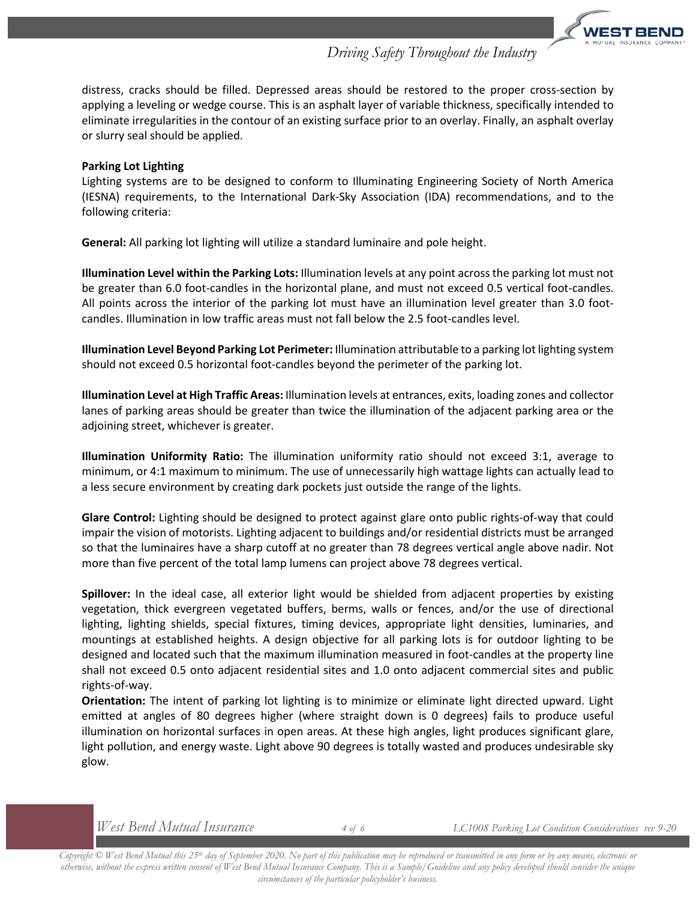distress, cracks should be filled. Depressed areas should be restored to the proper cross-section by applying a leveling or wedge course. This is an asphalt layer of variable thickness, specifically intended to eliminate irregularities in the contour of an existing surface prior to an overlay. Finally, an asphalt overlay or slurry seal should be applied.

**Parking Lot Lighting**

Lighting systems are to be designed to conform to Illuminating Engineering Society of North America (IESNA) requirements, to the International Dark-Sky Association (IDA) recommendations, and to the following criteria:

**General:** All parking lot lighting will utilize a standard luminaire and pole height.

**Illumination Level within the Parking Lots:** Illumination levels at any point across the parking lot must not be greater than 6.0 foot-candles in the horizontal plane, and must not exceed 0.5 vertical foot-candles. All points across the interior of the parking lot must have an illumination level greater than 3.0 foot-candles. Illumination in low traffic areas must not fall below the 2.5 foot-candles level.

**Illumination Level Beyond Parking Lot Perimeter:** Illumination attributable to a parking lot lighting system should not exceed 0.5 horizontal foot-candles beyond the perimeter of the parking lot.

**Illumination Level at High Traffic Areas:** Illumination levels at entrances, exits, loading zones and collector lanes of parking areas should be greater than twice the illumination of the adjacent parking area or the adjoining street, whichever is greater.

**Illumination Uniformity Ratio:** The illumination uniformity ratio should not exceed 3:1, average to minimum, or 4:1 maximum to minimum. The use of unnecessarily high wattage lights can actually lead to a less secure environment by creating dark pockets just outside the range of the lights.

**Glare Control:** Lighting should be designed to protect against glare onto public rights-of-way that could impair the vision of motorists. Lighting adjacent to buildings and/or residential districts must be arranged so that the luminaires have a sharp cutoff at no greater than 78 degrees vertical angle above nadir. Not more than five percent of the total lamp lumens can project above 78 degrees vertical.

**Spillover:** In the ideal case, all exterior light would be shielded from adjacent properties by existing vegetation, thick evergreen vegetated buffers, berms, walls or fences, and/or the use of directional lighting, lighting shields, special fixtures, timing devices, appropriate light densities, luminaries, and mountings at established heights. A design objective for all parking lots is for outdoor lighting to be designed and located such that the maximum illumination measured in foot-candles at the property line shall not exceed 0.5 onto adjacent residential sites and 1.0 onto adjacent commercial sites and public rights-of-way.

**Orientation:** The intent of parking lot lighting is to minimize or eliminate light directed upward. Light emitted at angles of 80 degrees higher (where straight down is 0 degrees) fails to produce useful illumination on horizontal surfaces in open areas. At these high angles, light produces significant glare, light pollution, and energy waste. Light above 90 degrees is totally wasted and produces undesirable sky glow.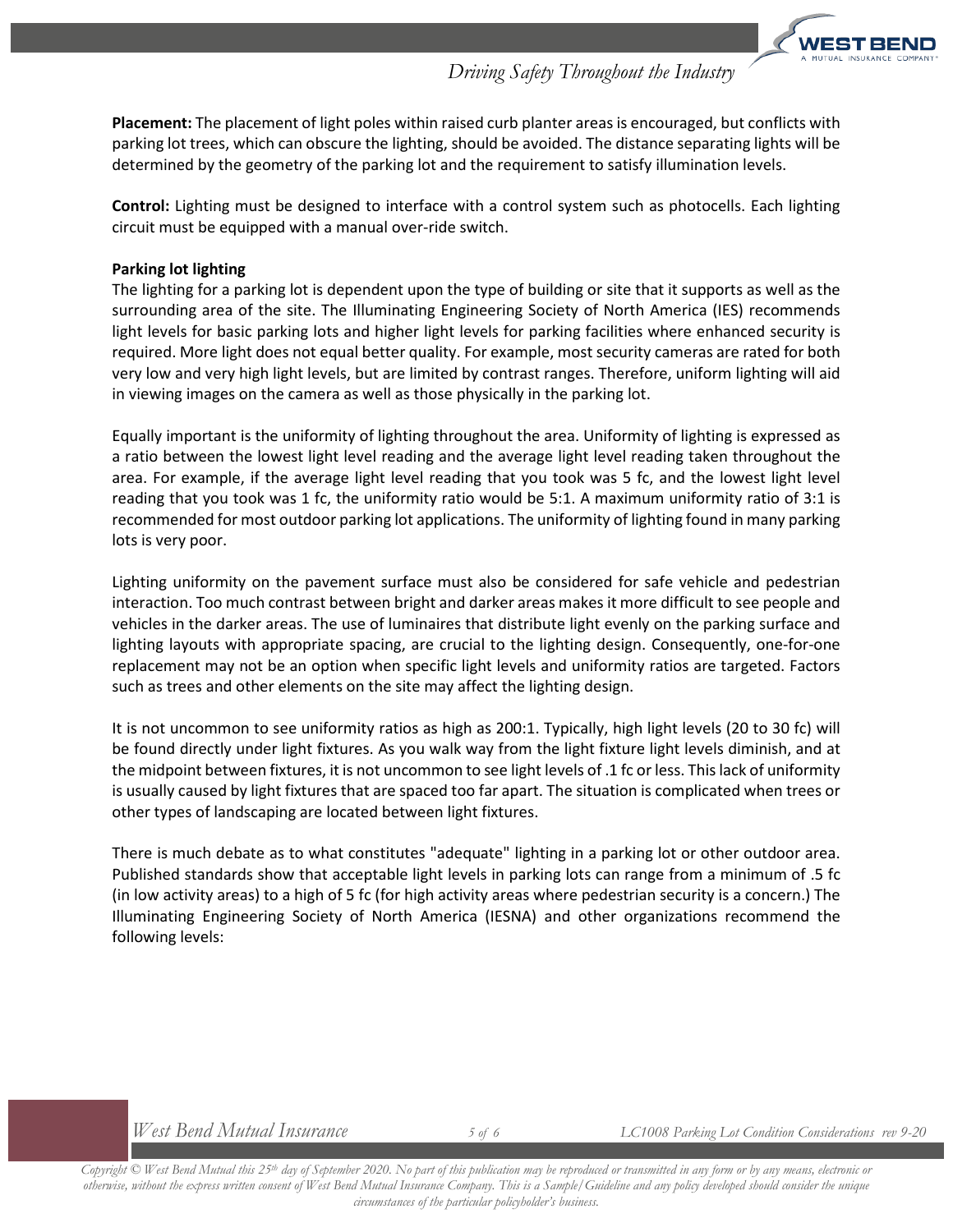**Placement:** The placement of light poles within raised curb planter areas is encouraged, but conflicts with parking lot trees, which can obscure the lighting, should be avoided. The distance separating lights will be determined by the geometry of the parking lot and the requirement to satisfy illumination levels.

**Control:** Lighting must be designed to interface with a control system such as photocells. Each lighting circuit must be equipped with a manual over-ride switch.

**Parking lot lighting**

The lighting for a parking lot is dependent upon the type of building or site that it supports as well as the surrounding area of the site. The Illuminating Engineering Society of North America (IES) recommends light levels for basic parking lots and higher light levels for parking facilities where enhanced security is required. More light does not equal better quality. For example, most security cameras are rated for both very low and very high light levels, but are limited by contrast ranges. Therefore, uniform lighting will aid in viewing images on the camera as well as those physically in the parking lot.

Equally important is the uniformity of lighting throughout the area. Uniformity of lighting is expressed as a ratio between the lowest light level reading and the average light level reading taken throughout the area. For example, if the average light level reading that you took was 5 fc, and the lowest light level reading that you took was 1 fc, the uniformity ratio would be 5:1. A maximum uniformity ratio of 3:1 is recommended for most outdoor parking lot applications. The uniformity of lighting found in many parking lots is very poor.

Lighting uniformity on the pavement surface must also be considered for safe vehicle and pedestrian interaction. Too much contrast between bright and darker areas makes it more difficult to see people and vehicles in the darker areas. The use of luminaires that distribute light evenly on the parking surface and lighting layouts with appropriate spacing, are crucial to the lighting design. Consequently, one-for-one replacement may not be an option when specific light levels and uniformity ratios are targeted. Factors such as trees and other elements on the site may affect the lighting design.

It is not uncommon to see uniformity ratios as high as 200:1. Typically, high light levels (20 to 30 fc) will be found directly under light fixtures. As you walk way from the light fixture light levels diminish, and at the midpoint between fixtures, it is not uncommon to see light levels of .1 fc or less. This lack of uniformity is usually caused by light fixtures that are spaced too far apart. The situation is complicated when trees or other types of landscaping are located between light fixtures.

There is much debate as to what constitutes "adequate" lighting in a parking lot or other outdoor area. Published standards show that acceptable light levels in parking lots can range from a minimum of .5 fc (in low activity areas) to a high of 5 fc (for high activity areas where pedestrian security is a concern.) The Illuminating Engineering Society of North America (IESNA) and other organizations recommend the following levels: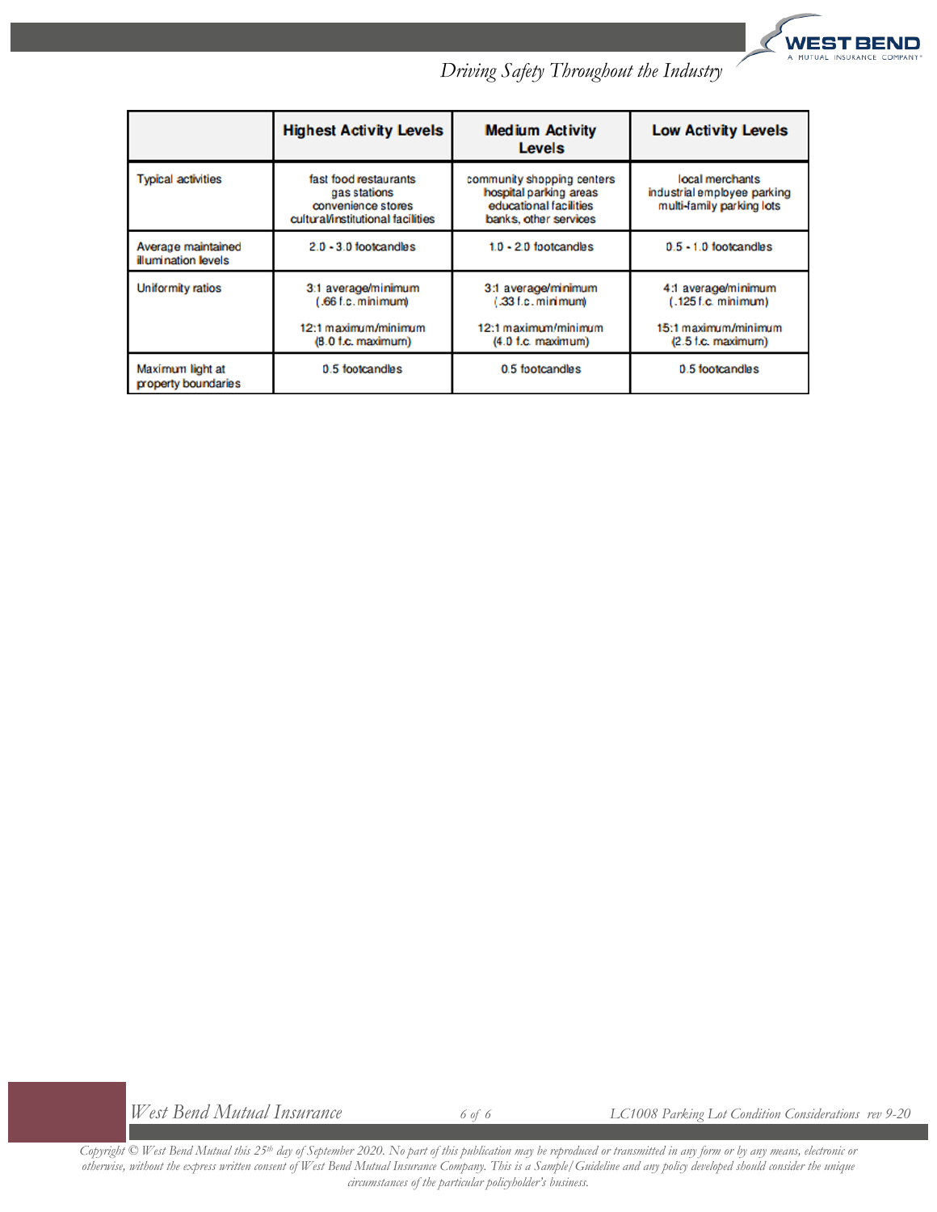| | Highest Activity Levels | Medium Activity Levels | Low Activity Levels |
|---|---|---|---|
| Typical activities | fast food restaurants<br>gas stations<br>convenience stores<br>cultural/institutional facilities | community shopping centers<br>hospital parking areas<br>educational facilities<br>banks, other services | local merchants<br>industrial employee parking<br>multi-family parking lots |
| Average maintained illumination levels | 2.0 - 3.0 footcandles | 1.0 - 2.0 footcandles | 0.5 - 1.0 footcandles |
| Uniformity ratios | 3:1 average/minimum<br>(.66 f.c. minimum)<br><br>12:1 maximum/minimum<br>(8.0 f.c. maximum) | 3:1 average/minimum<br>(.33 f.c. minimum)<br><br>12:1 maximum/minimum<br>(4.0 f.c. maximum) | 4:1 average/minimum<br>(.125 f.c. minimum)<br><br>15:1 maximum/minimum<br>(2.5 f.c. maximum) |
| Maximum light at property boundaries | 0.5 footcandles | 0.5 footcandles | 0.5 footcandles |

*Copyright © West Bend Mutual this 25th day of September 2020. No part of this publication may be reproduced or transmitted in any form or by any means, electronic or otherwise, without the express written consent of West Bend Mutual Insurance Company. This is a Sample/Guideline and any policy developed should consider the unique circumstances of the particular policyholder's business.*